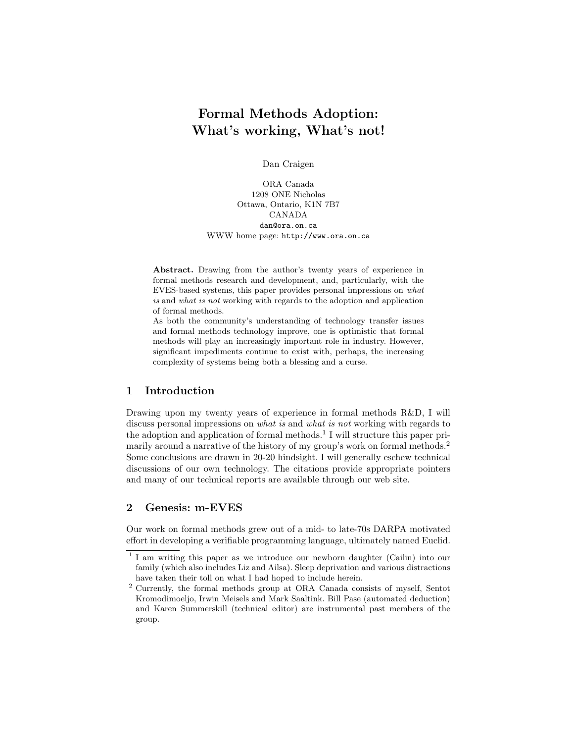# Formal Methods Adoption: What's working, What's not!

Dan Craigen

ORA Canada
1208 ONE Nicholas
Ottawa, Ontario, K1N 7B7
CANADA
dan@ora.on.ca
WWW home page: http://www.ora.on.ca

**Abstract.** Drawing from the author's twenty years of experience in formal methods research and development, and, particularly, with the EVES-based systems, this paper provides personal impressions on *what is* and *what is not* working with regards to the adoption and application of formal methods.

As both the community's understanding of technology transfer issues and formal methods technology improve, one is optimistic that formal methods will play an increasingly important role in industry. However, significant impediments continue to exist with, perhaps, the increasing complexity of systems being both a blessing and a curse.

## 1 Introduction

Drawing upon my twenty years of experience in formal methods R&D, I will discuss personal impressions on *what is* and *what is not* working with regards to the adoption and application of formal methods.[1] I will structure this paper primarily around a narrative of the history of my group's work on formal methods.[2] Some conclusions are drawn in 20-20 hindsight. I will generally eschew technical discussions of our own technology. The citations provide appropriate pointers and many of our technical reports are available through our web site.

## 2 Genesis: m-EVES

Our work on formal methods grew out of a mid- to late-70s DARPA motivated effort in developing a verifiable programming language, ultimately named Euclid.

[1] I am writing this paper as we introduce our newborn daughter (Cailin) into our family (which also includes Liz and Ailsa). Sleep deprivation and various distractions have taken their toll on what I had hoped to include herein.

[2] Currently, the formal methods group at ORA Canada consists of myself, Sentot Kromodimoeljo, Irwin Meisels and Mark Saaltink. Bill Pase (automated deduction) and Karen Summerskill (technical editor) are instrumental past members of the group.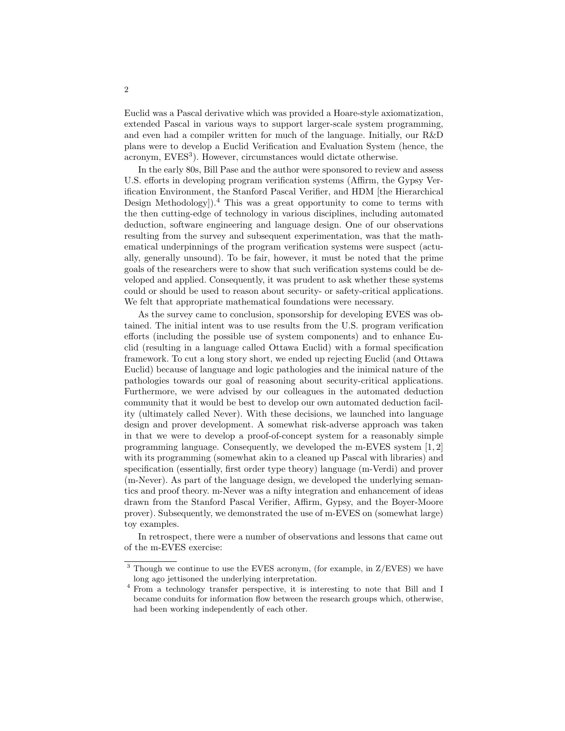Euclid was a Pascal derivative which was provided a Hoare-style axiomatization, extended Pascal in various ways to support larger-scale system programming, and even had a compiler written for much of the language. Initially, our R&D plans were to develop a Euclid Verification and Evaluation System (hence, the acronym, EVES[3]). However, circumstances would dictate otherwise.

In the early 80s, Bill Pase and the author were sponsored to review and assess U.S. efforts in developing program verification systems (Affirm, the Gypsy Verification Environment, the Stanford Pascal Verifier, and HDM [the Hierarchical Design Methodology]).[4] This was a great opportunity to come to terms with the then cutting-edge of technology in various disciplines, including automated deduction, software engineering and language design. One of our observations resulting from the survey and subsequent experimentation, was that the mathematical underpinnings of the program verification systems were suspect (actually, generally unsound). To be fair, however, it must be noted that the prime goals of the researchers were to show that such verification systems could be developed and applied. Consequently, it was prudent to ask whether these systems could or should be used to reason about security- or safety-critical applications. We felt that appropriate mathematical foundations were necessary.

As the survey came to conclusion, sponsorship for developing EVES was obtained. The initial intent was to use results from the U.S. program verification efforts (including the possible use of system components) and to enhance Euclid (resulting in a language called Ottawa Euclid) with a formal specification framework. To cut a long story short, we ended up rejecting Euclid (and Ottawa Euclid) because of language and logic pathologies and the inimical nature of the pathologies towards our goal of reasoning about security-critical applications. Furthermore, we were advised by our colleagues in the automated deduction community that it would be best to develop our own automated deduction facility (ultimately called Never). With these decisions, we launched into language design and prover development. A somewhat risk-adverse approach was taken in that we were to develop a proof-of-concept system for a reasonably simple programming language. Consequently, we developed the m-EVES system [1, 2] with its programming (somewhat akin to a cleaned up Pascal with libraries) and specification (essentially, first order type theory) language (m-Verdi) and prover (m-Never). As part of the language design, we developed the underlying semantics and proof theory. m-Never was a nifty integration and enhancement of ideas drawn from the Stanford Pascal Verifier, Affirm, Gypsy, and the Boyer-Moore prover). Subsequently, we demonstrated the use of m-EVES on (somewhat large) toy examples.

In retrospect, there were a number of observations and lessons that came out of the m-EVES exercise:

---

[3] Though we continue to use the EVES acronym, (for example, in Z/EVES) we have long ago jettisoned the underlying interpretation.

[4] From a technology transfer perspective, it is interesting to note that Bill and I became conduits for information flow between the research groups which, otherwise, had been working independently of each other.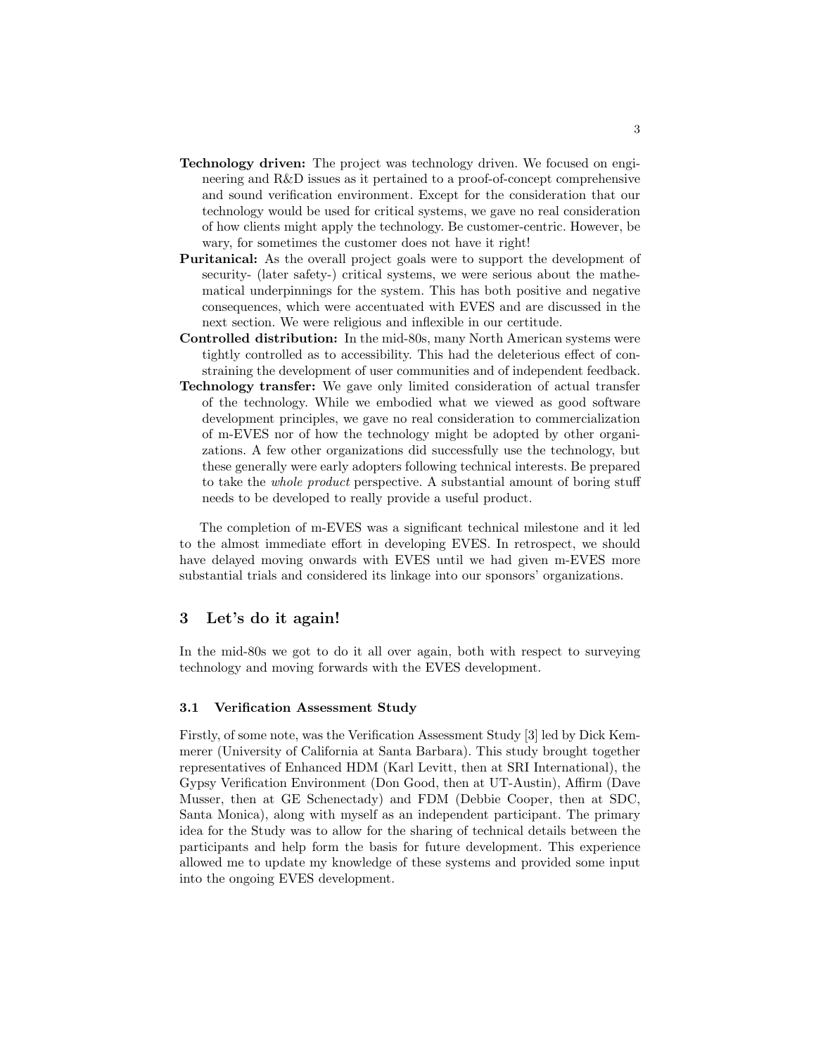**Technology driven:** The project was technology driven. We focused on engineering and R&D issues as it pertained to a proof-of-concept comprehensive and sound verification environment. Except for the consideration that our technology would be used for critical systems, we gave no real consideration of how clients might apply the technology. Be customer-centric. However, be wary, for sometimes the customer does not have it right!

**Puritanical:** As the overall project goals were to support the development of security- (later safety-) critical systems, we were serious about the mathematical underpinnings for the system. This has both positive and negative consequences, which were accentuated with EVES and are discussed in the next section. We were religious and inflexible in our certitude.

**Controlled distribution:** In the mid-80s, many North American systems were tightly controlled as to accessibility. This had the deleterious effect of constraining the development of user communities and of independent feedback.

**Technology transfer:** We gave only limited consideration of actual transfer of the technology. While we embodied what we viewed as good software development principles, we gave no real consideration to commercialization of m-EVES nor of how the technology might be adopted by other organizations. A few other organizations did successfully use the technology, but these generally were early adopters following technical interests. Be prepared to take the *whole product* perspective. A substantial amount of boring stuff needs to be developed to really provide a useful product.

The completion of m-EVES was a significant technical milestone and it led to the almost immediate effort in developing EVES. In retrospect, we should have delayed moving onwards with EVES until we had given m-EVES more substantial trials and considered its linkage into our sponsors' organizations.

## 3 Let's do it again!

In the mid-80s we got to do it all over again, both with respect to surveying technology and moving forwards with the EVES development.

### 3.1 Verification Assessment Study

Firstly, of some note, was the Verification Assessment Study [3] led by Dick Kemmerer (University of California at Santa Barbara). This study brought together representatives of Enhanced HDM (Karl Levitt, then at SRI International), the Gypsy Verification Environment (Don Good, then at UT-Austin), Affirm (Dave Musser, then at GE Schenectady) and FDM (Debbie Cooper, then at SDC, Santa Monica), along with myself as an independent participant. The primary idea for the Study was to allow for the sharing of technical details between the participants and help form the basis for future development. This experience allowed me to update my knowledge of these systems and provided some input into the ongoing EVES development.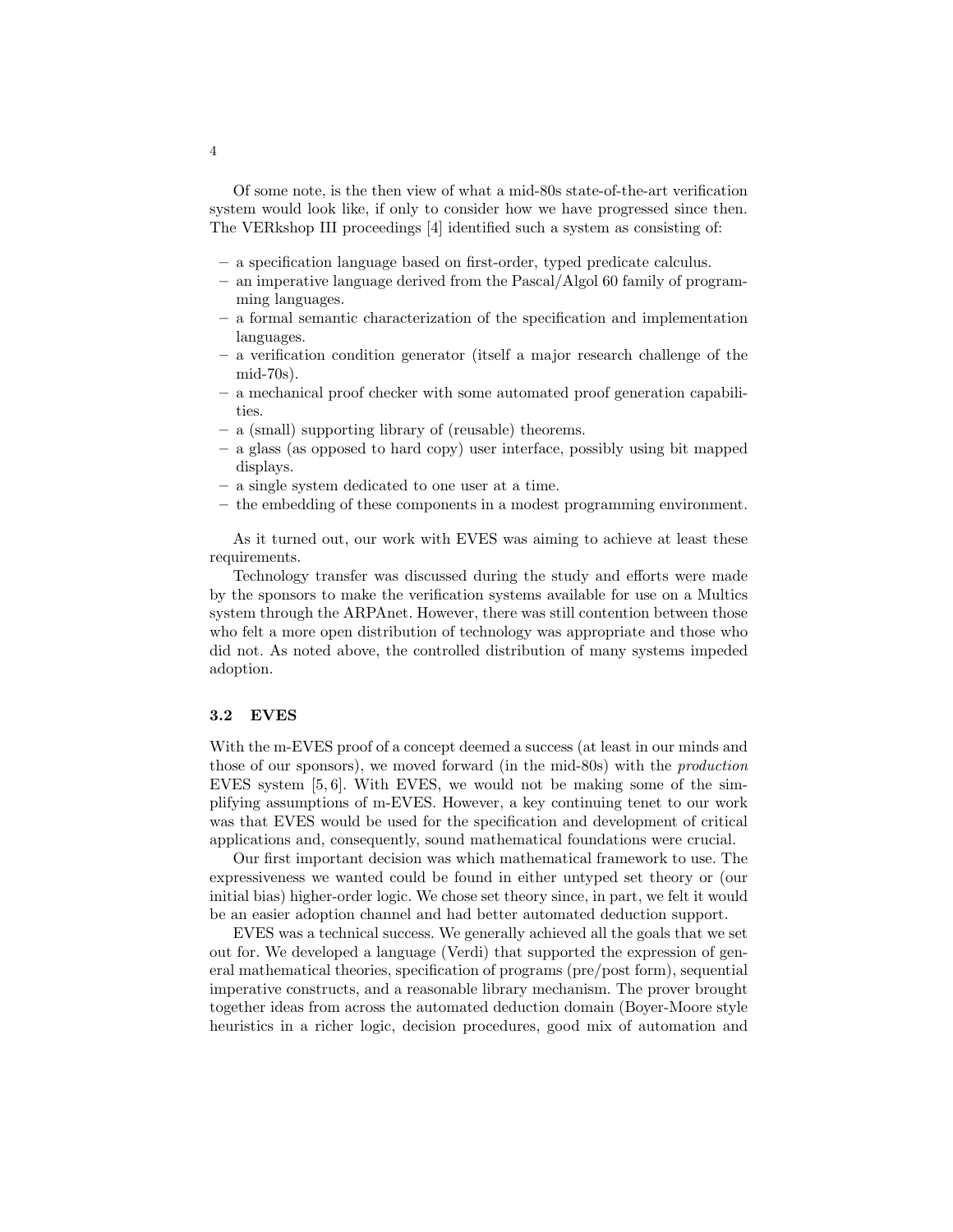Of some note, is the then view of what a mid-80s state-of-the-art verification system would look like, if only to consider how we have progressed since then. The VERkshop III proceedings [4] identified such a system as consisting of:

- a specification language based on first-order, typed predicate calculus.
- an imperative language derived from the Pascal/Algol 60 family of programming languages.
- a formal semantic characterization of the specification and implementation languages.
- a verification condition generator (itself a major research challenge of the mid-70s).
- a mechanical proof checker with some automated proof generation capabilities.
- a (small) supporting library of (reusable) theorems.
- a glass (as opposed to hard copy) user interface, possibly using bit mapped displays.
- a single system dedicated to one user at a time.
- the embedding of these components in a modest programming environment.

As it turned out, our work with EVES was aiming to achieve at least these requirements.

Technology transfer was discussed during the study and efforts were made by the sponsors to make the verification systems available for use on a Multics system through the ARPAnet. However, there was still contention between those who felt a more open distribution of technology was appropriate and those who did not. As noted above, the controlled distribution of many systems impeded adoption.

### 3.2 EVES

With the m-EVES proof of a concept deemed a success (at least in our minds and those of our sponsors), we moved forward (in the mid-80s) with the *production* EVES system [5, 6]. With EVES, we would not be making some of the simplifying assumptions of m-EVES. However, a key continuing tenet to our work was that EVES would be used for the specification and development of critical applications and, consequently, sound mathematical foundations were crucial.

Our first important decision was which mathematical framework to use. The expressiveness we wanted could be found in either untyped set theory or (our initial bias) higher-order logic. We chose set theory since, in part, we felt it would be an easier adoption channel and had better automated deduction support.

EVES was a technical success. We generally achieved all the goals that we set out for. We developed a language (Verdi) that supported the expression of general mathematical theories, specification of programs (pre/post form), sequential imperative constructs, and a reasonable library mechanism. The prover brought together ideas from across the automated deduction domain (Boyer-Moore style heuristics in a richer logic, decision procedures, good mix of automation and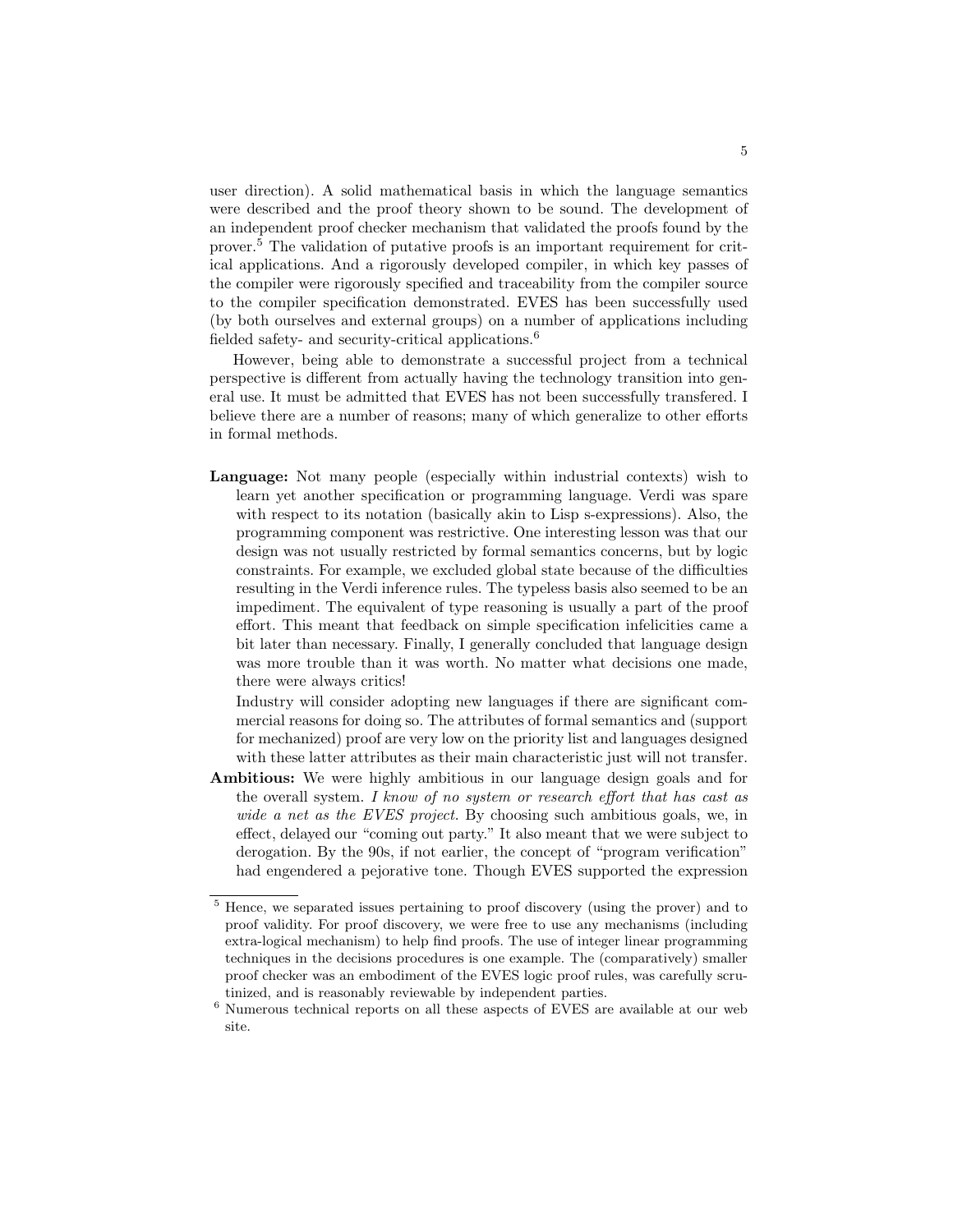user direction). A solid mathematical basis in which the language semantics were described and the proof theory shown to be sound. The development of an independent proof checker mechanism that validated the proofs found by the prover.[5] The validation of putative proofs is an important requirement for critical applications. And a rigorously developed compiler, in which key passes of the compiler were rigorously specified and traceability from the compiler source to the compiler specification demonstrated. EVES has been successfully used (by both ourselves and external groups) on a number of applications including fielded safety- and security-critical applications.[6]

However, being able to demonstrate a successful project from a technical perspective is different from actually having the technology transition into general use. It must be admitted that EVES has not been successfully transfered. I believe there are a number of reasons; many of which generalize to other efforts in formal methods.

**Language:** Not many people (especially within industrial contexts) wish to learn yet another specification or programming language. Verdi was spare with respect to its notation (basically akin to Lisp s-expressions). Also, the programming component was restrictive. One interesting lesson was that our design was not usually restricted by formal semantics concerns, but by logic constraints. For example, we excluded global state because of the difficulties resulting in the Verdi inference rules. The typeless basis also seemed to be an impediment. The equivalent of type reasoning is usually a part of the proof effort. This meant that feedback on simple specification infelicities came a bit later than necessary. Finally, I generally concluded that language design was more trouble than it was worth. No matter what decisions one made, there were always critics!

Industry will consider adopting new languages if there are significant commercial reasons for doing so. The attributes of formal semantics and (support for mechanized) proof are very low on the priority list and languages designed with these latter attributes as their main characteristic just will not transfer.

**Ambitious:** We were highly ambitious in our language design goals and for the overall system. *I know of no system or research effort that has cast as wide a net as the EVES project.* By choosing such ambitious goals, we, in effect, delayed our "coming out party." It also meant that we were subject to derogation. By the 90s, if not earlier, the concept of "program verification" had engendered a pejorative tone. Though EVES supported the expression

[5] Hence, we separated issues pertaining to proof discovery (using the prover) and to proof validity. For proof discovery, we were free to use any mechanisms (including extra-logical mechanism) to help find proofs. The use of integer linear programming techniques in the decisions procedures is one example. The (comparatively) smaller proof checker was an embodiment of the EVES logic proof rules, was carefully scrutinized, and is reasonably reviewable by independent parties.

[6] Numerous technical reports on all these aspects of EVES are available at our web site.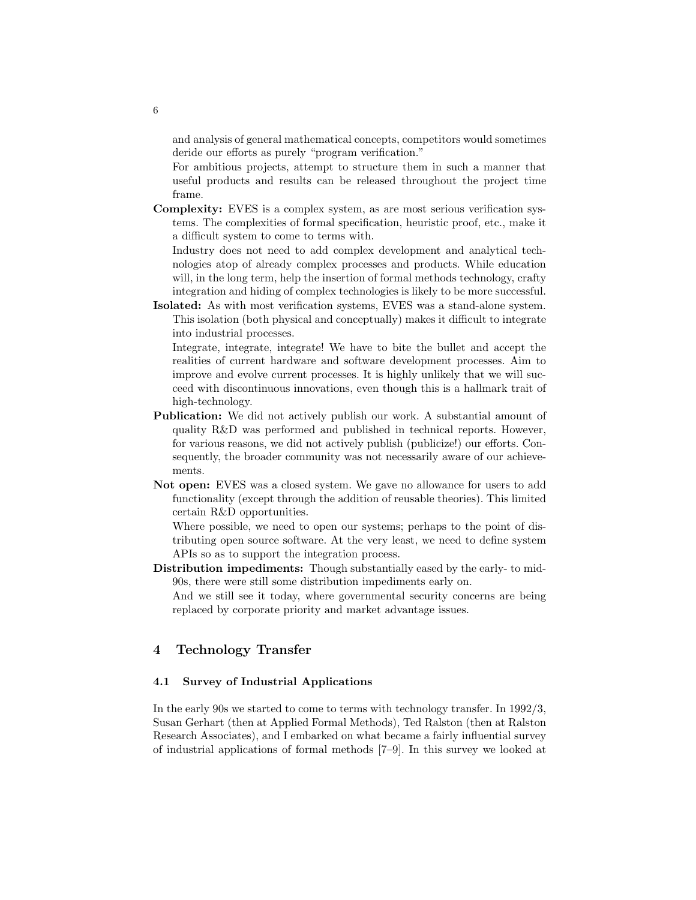and analysis of general mathematical concepts, competitors would sometimes deride our efforts as purely "program verification."

For ambitious projects, attempt to structure them in such a manner that useful products and results can be released throughout the project time frame.

**Complexity:** EVES is a complex system, as are most serious verification systems. The complexities of formal specification, heuristic proof, etc., make it a difficult system to come to terms with.

Industry does not need to add complex development and analytical technologies atop of already complex processes and products. While education will, in the long term, help the insertion of formal methods technology, crafty integration and hiding of complex technologies is likely to be more successful.

**Isolated:** As with most verification systems, EVES was a stand-alone system. This isolation (both physical and conceptually) makes it difficult to integrate into industrial processes.

Integrate, integrate, integrate! We have to bite the bullet and accept the realities of current hardware and software development processes. Aim to improve and evolve current processes. It is highly unlikely that we will succeed with discontinuous innovations, even though this is a hallmark trait of high-technology.

**Publication:** We did not actively publish our work. A substantial amount of quality R&D was performed and published in technical reports. However, for various reasons, we did not actively publish (publicize!) our efforts. Consequently, the broader community was not necessarily aware of our achievements.

**Not open:** EVES was a closed system. We gave no allowance for users to add functionality (except through the addition of reusable theories). This limited certain R&D opportunities.

Where possible, we need to open our systems; perhaps to the point of distributing open source software. At the very least, we need to define system APIs so as to support the integration process.

**Distribution impediments:** Though substantially eased by the early- to mid-90s, there were still some distribution impediments early on.

And we still see it today, where governmental security concerns are being replaced by corporate priority and market advantage issues.

## 4 Technology Transfer

### 4.1 Survey of Industrial Applications

In the early 90s we started to come to terms with technology transfer. In 1992/3, Susan Gerhart (then at Applied Formal Methods), Ted Ralston (then at Ralston Research Associates), and I embarked on what became a fairly influential survey of industrial applications of formal methods [7–9]. In this survey we looked at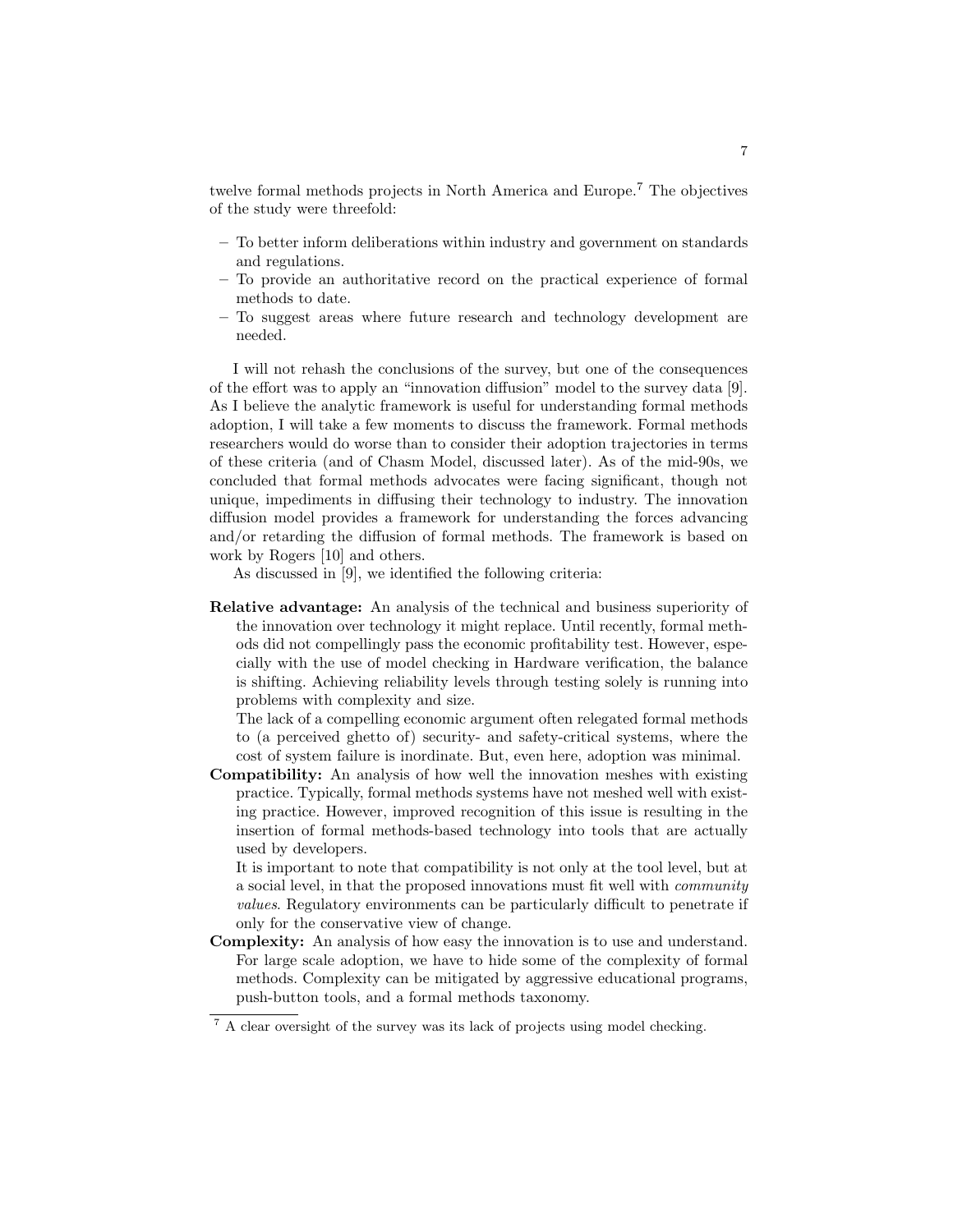twelve formal methods projects in North America and Europe.[7] The objectives of the study were threefold:

- To better inform deliberations within industry and government on standards and regulations.
- To provide an authoritative record on the practical experience of formal methods to date.
- To suggest areas where future research and technology development are needed.

I will not rehash the conclusions of the survey, but one of the consequences of the effort was to apply an "innovation diffusion" model to the survey data [9]. As I believe the analytic framework is useful for understanding formal methods adoption, I will take a few moments to discuss the framework. Formal methods researchers would do worse than to consider their adoption trajectories in terms of these criteria (and of Chasm Model, discussed later). As of the mid-90s, we concluded that formal methods advocates were facing significant, though not unique, impediments in diffusing their technology to industry. The innovation diffusion model provides a framework for understanding the forces advancing and/or retarding the diffusion of formal methods. The framework is based on work by Rogers [10] and others.

As discussed in [9], we identified the following criteria:

**Relative advantage:** An analysis of the technical and business superiority of the innovation over technology it might replace. Until recently, formal methods did not compellingly pass the economic profitability test. However, especially with the use of model checking in Hardware verification, the balance is shifting. Achieving reliability levels through testing solely is running into problems with complexity and size.

The lack of a compelling economic argument often relegated formal methods to (a perceived ghetto of) security- and safety-critical systems, where the cost of system failure is inordinate. But, even here, adoption was minimal.

**Compatibility:** An analysis of how well the innovation meshes with existing practice. Typically, formal methods systems have not meshed well with existing practice. However, improved recognition of this issue is resulting in the insertion of formal methods-based technology into tools that are actually used by developers.

It is important to note that compatibility is not only at the tool level, but at a social level, in that the proposed innovations must fit well with *community values*. Regulatory environments can be particularly difficult to penetrate if only for the conservative view of change.

**Complexity:** An analysis of how easy the innovation is to use and understand. For large scale adoption, we have to hide some of the complexity of formal methods. Complexity can be mitigated by aggressive educational programs, push-button tools, and a formal methods taxonomy.

[7] A clear oversight of the survey was its lack of projects using model checking.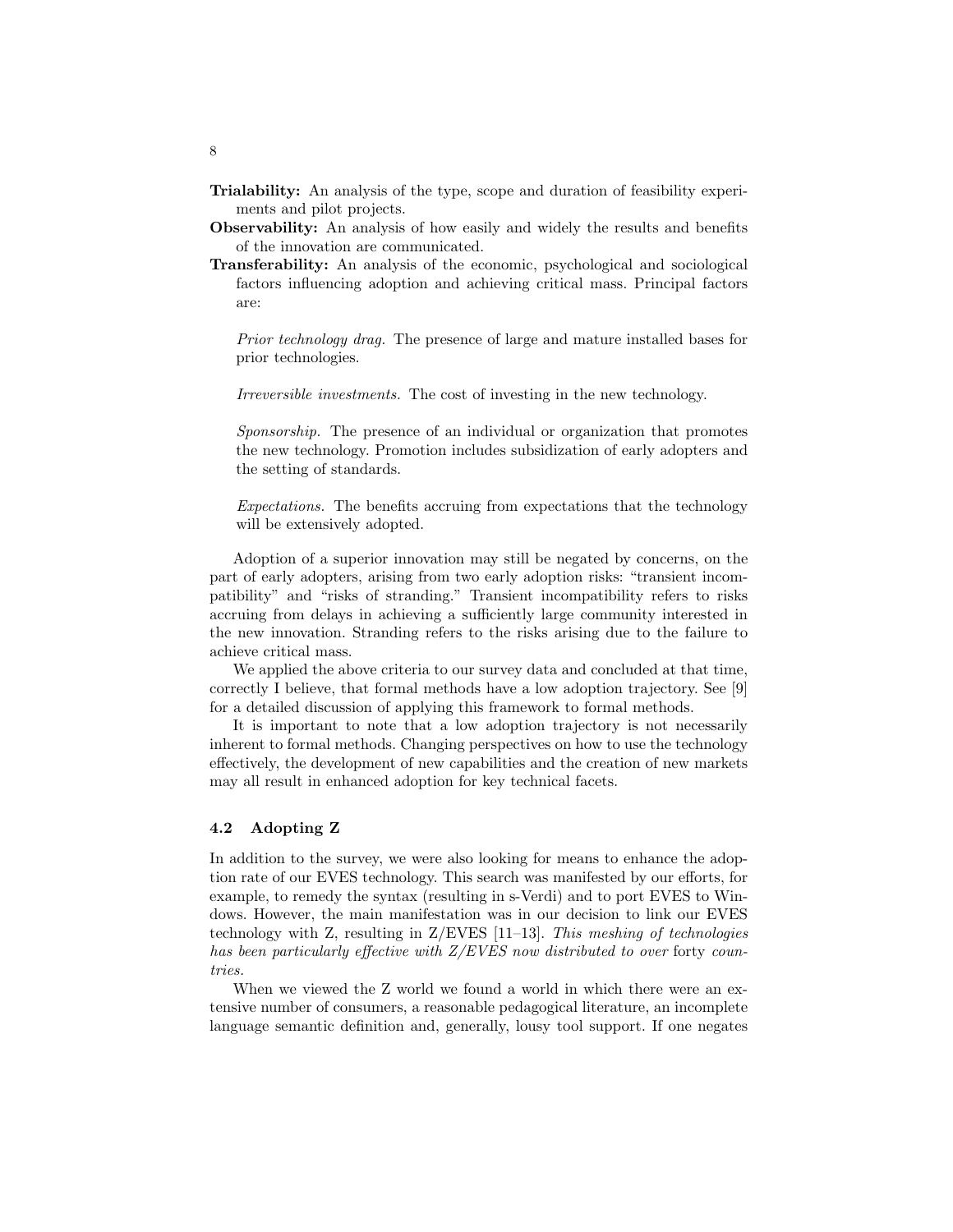**Trialability:** An analysis of the type, scope and duration of feasibility experiments and pilot projects.

**Observability:** An analysis of how easily and widely the results and benefits of the innovation are communicated.

**Transferability:** An analysis of the economic, psychological and sociological factors influencing adoption and achieving critical mass. Principal factors are:

*Prior technology drag.* The presence of large and mature installed bases for prior technologies.

*Irreversible investments.* The cost of investing in the new technology.

*Sponsorship.* The presence of an individual or organization that promotes the new technology. Promotion includes subsidization of early adopters and the setting of standards.

*Expectations.* The benefits accruing from expectations that the technology will be extensively adopted.

Adoption of a superior innovation may still be negated by concerns, on the part of early adopters, arising from two early adoption risks: "transient incompatibility" and "risks of stranding." Transient incompatibility refers to risks accruing from delays in achieving a sufficiently large community interested in the new innovation. Stranding refers to the risks arising due to the failure to achieve critical mass.

We applied the above criteria to our survey data and concluded at that time, correctly I believe, that formal methods have a low adoption trajectory. See [9] for a detailed discussion of applying this framework to formal methods.

It is important to note that a low adoption trajectory is not necessarily inherent to formal methods. Changing perspectives on how to use the technology effectively, the development of new capabilities and the creation of new markets may all result in enhanced adoption for key technical facets.

### 4.2 Adopting Z

In addition to the survey, we were also looking for means to enhance the adoption rate of our EVES technology. This search was manifested by our efforts, for example, to remedy the syntax (resulting in s-Verdi) and to port EVES to Windows. However, the main manifestation was in our decision to link our EVES technology with Z, resulting in Z/EVES [11–13]. *This meshing of technologies has been particularly effective with Z/EVES now distributed to over* forty *countries.*

When we viewed the Z world we found a world in which there were an extensive number of consumers, a reasonable pedagogical literature, an incomplete language semantic definition and, generally, lousy tool support. If one negates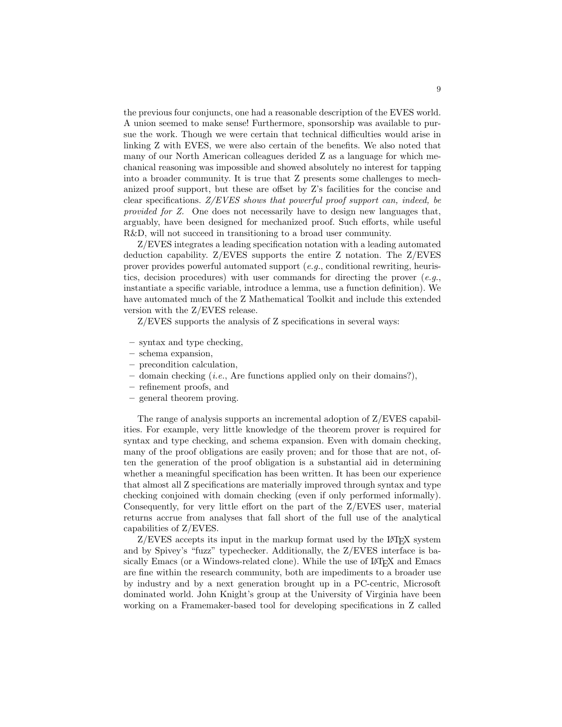the previous four conjuncts, one had a reasonable description of the EVES world. A union seemed to make sense! Furthermore, sponsorship was available to pursue the work. Though we were certain that technical difficulties would arise in linking Z with EVES, we were also certain of the benefits. We also noted that many of our North American colleagues derided Z as a language for which mechanical reasoning was impossible and showed absolutely no interest for tapping into a broader community. It is true that Z presents some challenges to mechanized proof support, but these are offset by Z's facilities for the concise and clear specifications. *Z/EVES shows that powerful proof support can, indeed, be provided for Z.* One does not necessarily have to design new languages that, arguably, have been designed for mechanized proof. Such efforts, while useful R&D, will not succeed in transitioning to a broad user community.

Z/EVES integrates a leading specification notation with a leading automated deduction capability. Z/EVES supports the entire Z notation. The Z/EVES prover provides powerful automated support (*e.g.*, conditional rewriting, heuristics, decision procedures) with user commands for directing the prover (*e.g.*, instantiate a specific variable, introduce a lemma, use a function definition). We have automated much of the Z Mathematical Toolkit and include this extended version with the Z/EVES release.

Z/EVES supports the analysis of Z specifications in several ways:

– syntax and type checking,
– schema expansion,
– precondition calculation,
– domain checking (*i.e.*, Are functions applied only on their domains?),
– refinement proofs, and
– general theorem proving.

The range of analysis supports an incremental adoption of Z/EVES capabilities. For example, very little knowledge of the theorem prover is required for syntax and type checking, and schema expansion. Even with domain checking, many of the proof obligations are easily proven; and for those that are not, often the generation of the proof obligation is a substantial aid in determining whether a meaningful specification has been written. It has been our experience that almost all Z specifications are materially improved through syntax and type checking conjoined with domain checking (even if only performed informally). Consequently, for very little effort on the part of the Z/EVES user, material returns accrue from analyses that fall short of the full use of the analytical capabilities of Z/EVES.

Z/EVES accepts its input in the markup format used by the LaTeX system and by Spivey's "fuzz" typechecker. Additionally, the Z/EVES interface is basically Emacs (or a Windows-related clone). While the use of LaTeX and Emacs are fine within the research community, both are impediments to a broader use by industry and by a next generation brought up in a PC-centric, Microsoft dominated world. John Knight's group at the University of Virginia have been working on a Framemaker-based tool for developing specifications in Z called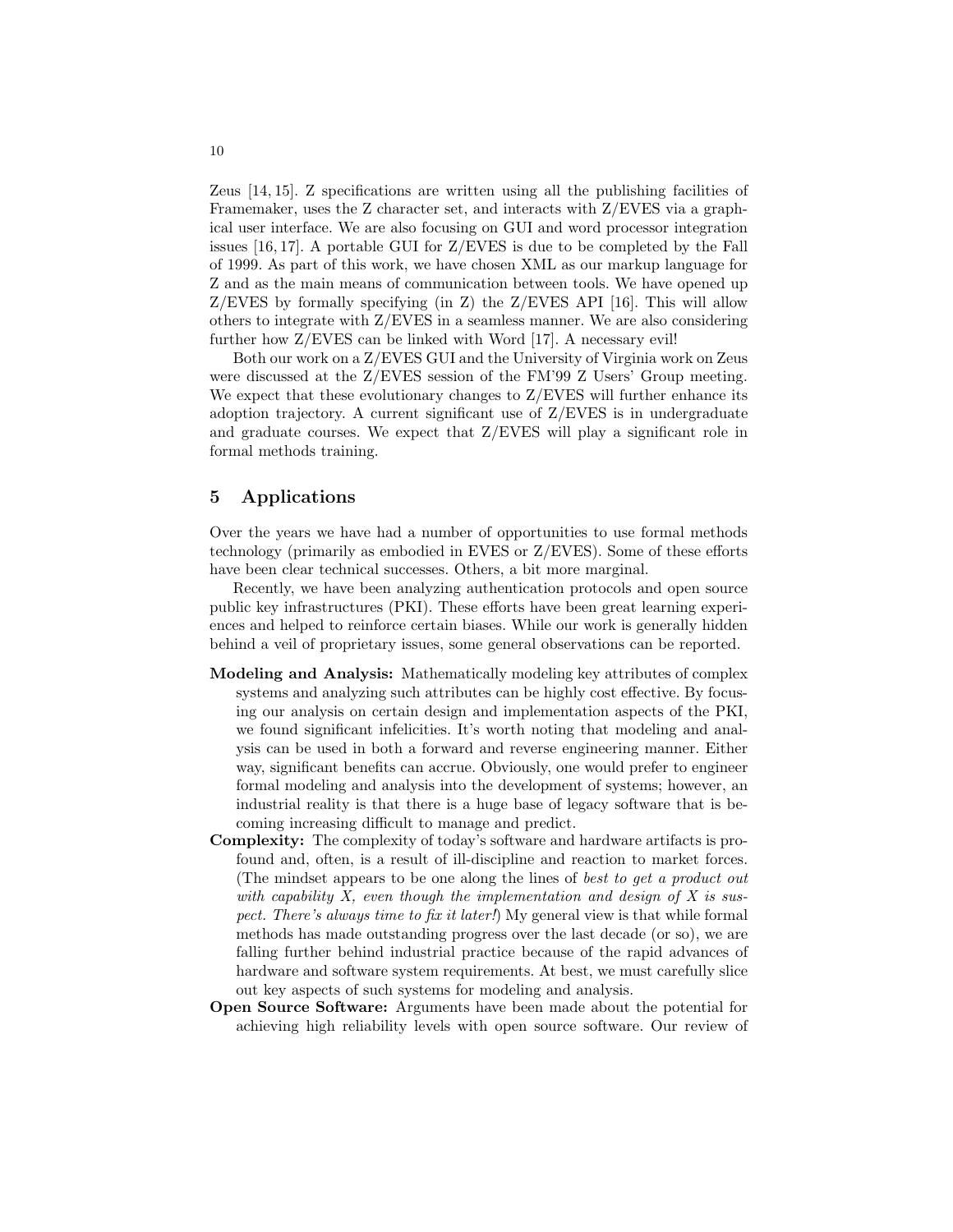Zeus [14, 15]. Z specifications are written using all the publishing facilities of Framemaker, uses the Z character set, and interacts with Z/EVES via a graphical user interface. We are also focusing on GUI and word processor integration issues [16, 17]. A portable GUI for Z/EVES is due to be completed by the Fall of 1999. As part of this work, we have chosen XML as our markup language for Z and as the main means of communication between tools. We have opened up Z/EVES by formally specifying (in Z) the Z/EVES API [16]. This will allow others to integrate with Z/EVES in a seamless manner. We are also considering further how Z/EVES can be linked with Word [17]. A necessary evil!

Both our work on a Z/EVES GUI and the University of Virginia work on Zeus were discussed at the Z/EVES session of the FM'99 Z Users' Group meeting. We expect that these evolutionary changes to Z/EVES will further enhance its adoption trajectory. A current significant use of Z/EVES is in undergraduate and graduate courses. We expect that Z/EVES will play a significant role in formal methods training.

## 5 Applications

Over the years we have had a number of opportunities to use formal methods technology (primarily as embodied in EVES or Z/EVES). Some of these efforts have been clear technical successes. Others, a bit more marginal.

Recently, we have been analyzing authentication protocols and open source public key infrastructures (PKI). These efforts have been great learning experiences and helped to reinforce certain biases. While our work is generally hidden behind a veil of proprietary issues, some general observations can be reported.

**Modeling and Analysis:** Mathematically modeling key attributes of complex systems and analyzing such attributes can be highly cost effective. By focusing our analysis on certain design and implementation aspects of the PKI, we found significant infelicities. It's worth noting that modeling and analysis can be used in both a forward and reverse engineering manner. Either way, significant benefits can accrue. Obviously, one would prefer to engineer formal modeling and analysis into the development of systems; however, an industrial reality is that there is a huge base of legacy software that is becoming increasing difficult to manage and predict.

**Complexity:** The complexity of today's software and hardware artifacts is profound and, often, is a result of ill-discipline and reaction to market forces. (The mindset appears to be one along the lines of *best to get a product out with capability X, even though the implementation and design of X is suspect. There's always time to fix it later!*) My general view is that while formal methods has made outstanding progress over the last decade (or so), we are falling further behind industrial practice because of the rapid advances of hardware and software system requirements. At best, we must carefully slice out key aspects of such systems for modeling and analysis.

**Open Source Software:** Arguments have been made about the potential for achieving high reliability levels with open source software. Our review of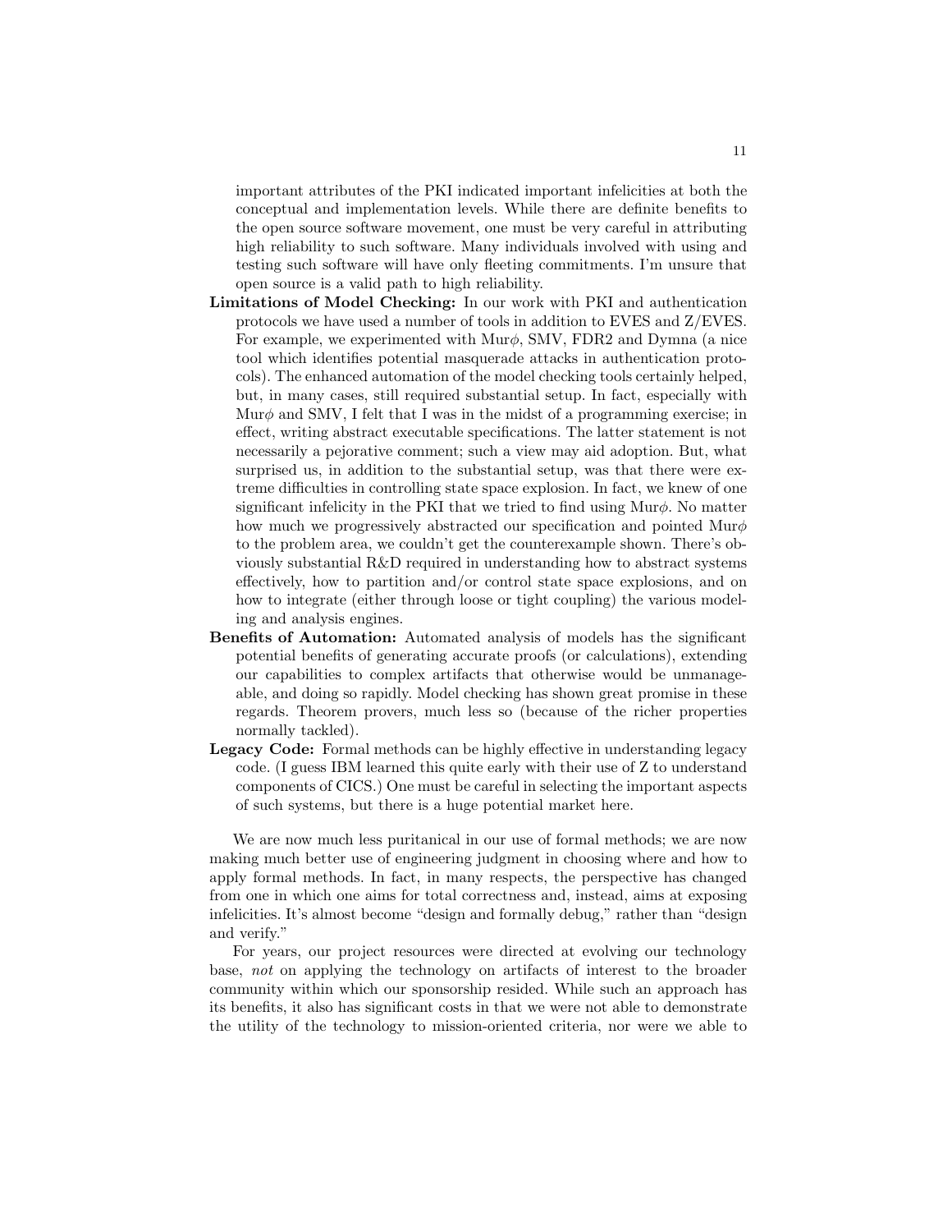important attributes of the PKI indicated important infelicities at both the conceptual and implementation levels. While there are definite benefits to the open source software movement, one must be very careful in attributing high reliability to such software. Many individuals involved with using and testing such software will have only fleeting commitments. I'm unsure that open source is a valid path to high reliability.

**Limitations of Model Checking:** In our work with PKI and authentication protocols we have used a number of tools in addition to EVES and Z/EVES. For example, we experimented with Mur$\phi$, SMV, FDR2 and Dymna (a nice tool which identifies potential masquerade attacks in authentication protocols). The enhanced automation of the model checking tools certainly helped, but, in many cases, still required substantial setup. In fact, especially with Mur$\phi$ and SMV, I felt that I was in the midst of a programming exercise; in effect, writing abstract executable specifications. The latter statement is not necessarily a pejorative comment; such a view may aid adoption. But, what surprised us, in addition to the substantial setup, was that there were extreme difficulties in controlling state space explosion. In fact, we knew of one significant infelicity in the PKI that we tried to find using Mur$\phi$. No matter how much we progressively abstracted our specification and pointed Mur$\phi$ to the problem area, we couldn't get the counterexample shown. There's obviously substantial R&D required in understanding how to abstract systems effectively, how to partition and/or control state space explosions, and on how to integrate (either through loose or tight coupling) the various modeling and analysis engines.

**Benefits of Automation:** Automated analysis of models has the significant potential benefits of generating accurate proofs (or calculations), extending our capabilities to complex artifacts that otherwise would be unmanageable, and doing so rapidly. Model checking has shown great promise in these regards. Theorem provers, much less so (because of the richer properties normally tackled).

**Legacy Code:** Formal methods can be highly effective in understanding legacy code. (I guess IBM learned this quite early with their use of Z to understand components of CICS.) One must be careful in selecting the important aspects of such systems, but there is a huge potential market here.

We are now much less puritanical in our use of formal methods; we are now making much better use of engineering judgment in choosing where and how to apply formal methods. In fact, in many respects, the perspective has changed from one in which one aims for total correctness and, instead, aims at exposing infelicities. It's almost become "design and formally debug," rather than "design and verify."

For years, our project resources were directed at evolving our technology base, *not* on applying the technology on artifacts of interest to the broader community within which our sponsorship resided. While such an approach has its benefits, it also has significant costs in that we were not able to demonstrate the utility of the technology to mission-oriented criteria, nor were we able to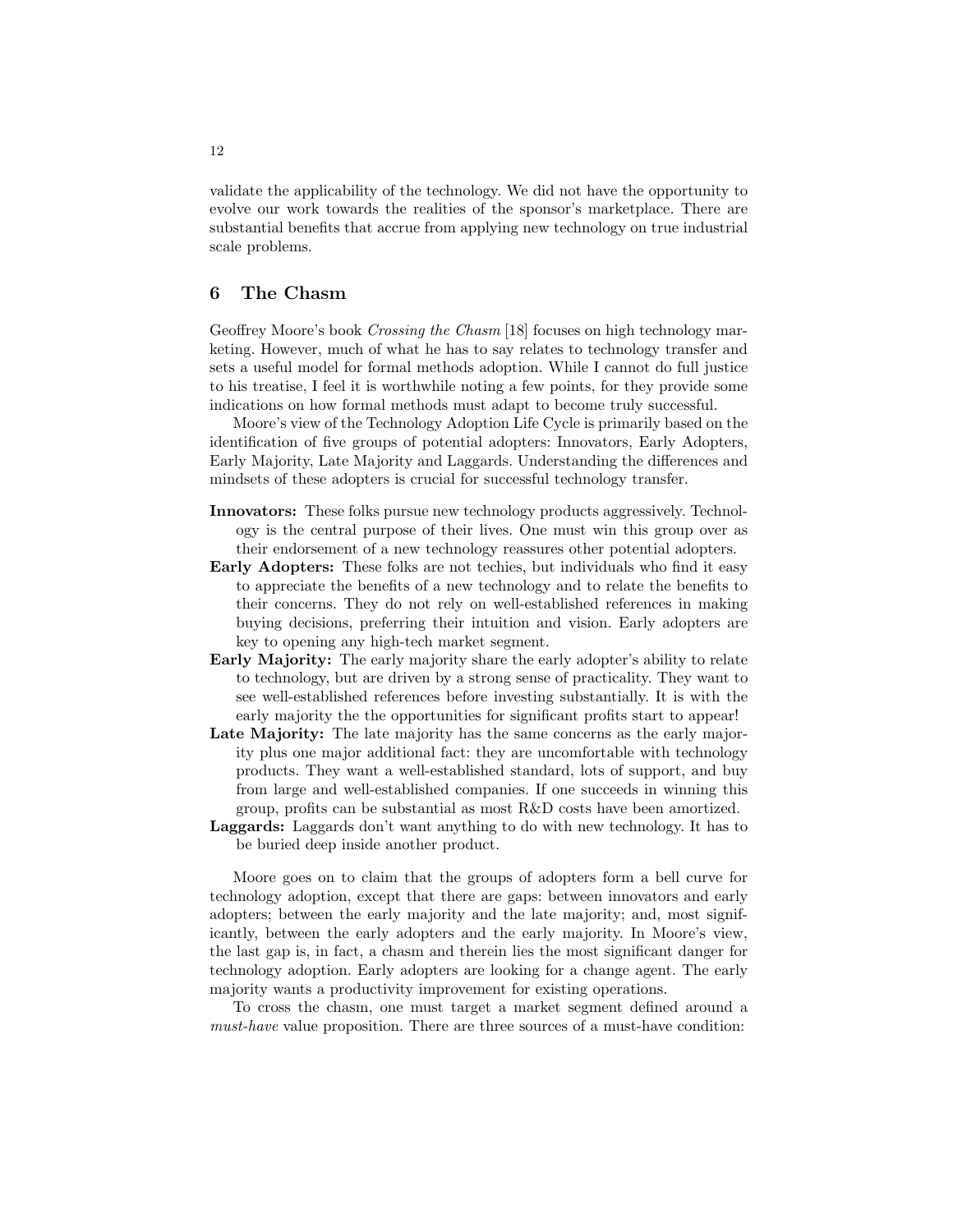validate the applicability of the technology. We did not have the opportunity to evolve our work towards the realities of the sponsor's marketplace. There are substantial benefits that accrue from applying new technology on true industrial scale problems.

## 6 The Chasm

Geoffrey Moore's book *Crossing the Chasm* [18] focuses on high technology marketing. However, much of what he has to say relates to technology transfer and sets a useful model for formal methods adoption. While I cannot do full justice to his treatise, I feel it is worthwhile noting a few points, for they provide some indications on how formal methods must adapt to become truly successful.

Moore's view of the Technology Adoption Life Cycle is primarily based on the identification of five groups of potential adopters: Innovators, Early Adopters, Early Majority, Late Majority and Laggards. Understanding the differences and mindsets of these adopters is crucial for successful technology transfer.

- **Innovators:** These folks pursue new technology products aggressively. Technology is the central purpose of their lives. One must win this group over as their endorsement of a new technology reassures other potential adopters.
- **Early Adopters:** These folks are not techies, but individuals who find it easy to appreciate the benefits of a new technology and to relate the benefits to their concerns. They do not rely on well-established references in making buying decisions, preferring their intuition and vision. Early adopters are key to opening any high-tech market segment.
- **Early Majority:** The early majority share the early adopter's ability to relate to technology, but are driven by a strong sense of practicality. They want to see well-established references before investing substantially. It is with the early majority the the opportunities for significant profits start to appear!
- **Late Majority:** The late majority has the same concerns as the early majority plus one major additional fact: they are uncomfortable with technology products. They want a well-established standard, lots of support, and buy from large and well-established companies. If one succeeds in winning this group, profits can be substantial as most R&D costs have been amortized.
- **Laggards:** Laggards don't want anything to do with new technology. It has to be buried deep inside another product.

Moore goes on to claim that the groups of adopters form a bell curve for technology adoption, except that there are gaps: between innovators and early adopters; between the early majority and the late majority; and, most significantly, between the early adopters and the early majority. In Moore's view, the last gap is, in fact, a chasm and therein lies the most significant danger for technology adoption. Early adopters are looking for a change agent. The early majority wants a productivity improvement for existing operations.

To cross the chasm, one must target a market segment defined around a *must-have* value proposition. There are three sources of a must-have condition: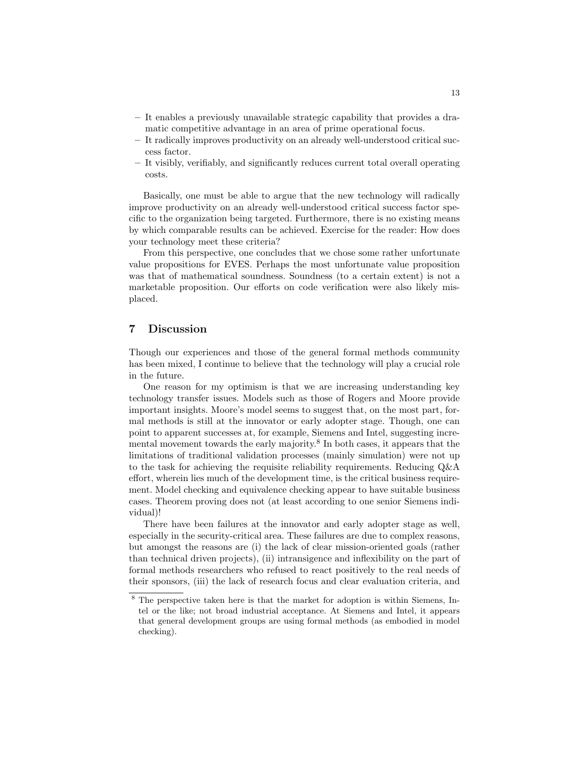- It enables a previously unavailable strategic capability that provides a dramatic competitive advantage in an area of prime operational focus.
- It radically improves productivity on an already well-understood critical success factor.
- It visibly, verifiably, and significantly reduces current total overall operating costs.

Basically, one must be able to argue that the new technology will radically improve productivity on an already well-understood critical success factor specific to the organization being targeted. Furthermore, there is no existing means by which comparable results can be achieved. Exercise for the reader: How does your technology meet these criteria?

From this perspective, one concludes that we chose some rather unfortunate value propositions for EVES. Perhaps the most unfortunate value proposition was that of mathematical soundness. Soundness (to a certain extent) is not a marketable proposition. Our efforts on code verification were also likely misplaced.

## 7 Discussion

Though our experiences and those of the general formal methods community has been mixed, I continue to believe that the technology will play a crucial role in the future.

One reason for my optimism is that we are increasing understanding key technology transfer issues. Models such as those of Rogers and Moore provide important insights. Moore's model seems to suggest that, on the most part, formal methods is still at the innovator or early adopter stage. Though, one can point to apparent successes at, for example, Siemens and Intel, suggesting incremental movement towards the early majority.[8] In both cases, it appears that the limitations of traditional validation processes (mainly simulation) were not up to the task for achieving the requisite reliability requirements. Reducing Q&A effort, wherein lies much of the development time, is the critical business requirement. Model checking and equivalence checking appear to have suitable business cases. Theorem proving does not (at least according to one senior Siemens individual)!

There have been failures at the innovator and early adopter stage as well, especially in the security-critical area. These failures are due to complex reasons, but amongst the reasons are (i) the lack of clear mission-oriented goals (rather than technical driven projects), (ii) intransigence and inflexibility on the part of formal methods researchers who refused to react positively to the real needs of their sponsors, (iii) the lack of research focus and clear evaluation criteria, and

[8] The perspective taken here is that the market for adoption is within Siemens, Intel or the like; not broad industrial acceptance. At Siemens and Intel, it appears that general development groups are using formal methods (as embodied in model checking).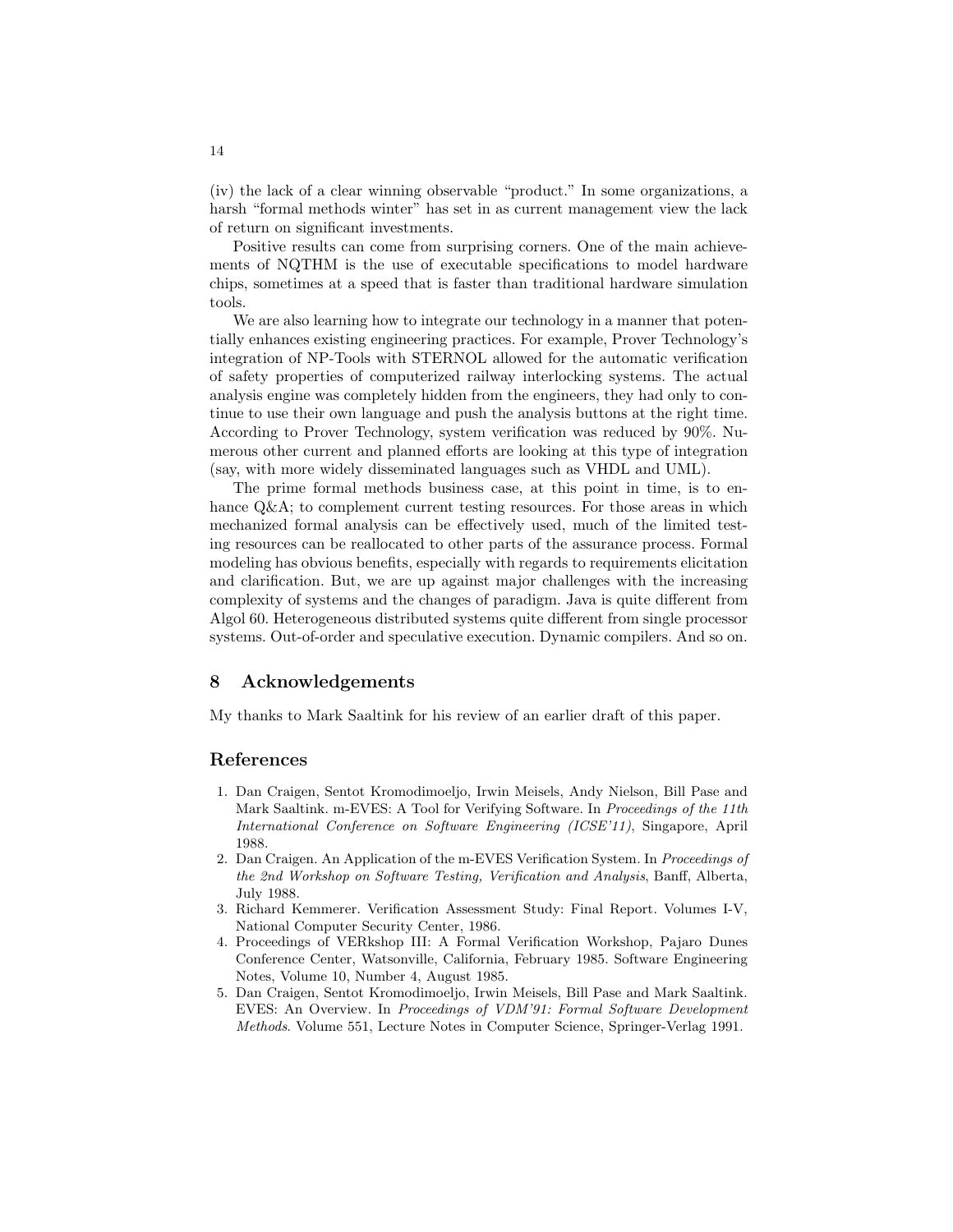(iv) the lack of a clear winning observable "product." In some organizations, a harsh "formal methods winter" has set in as current management view the lack of return on significant investments.

Positive results can come from surprising corners. One of the main achievements of NQTHM is the use of executable specifications to model hardware chips, sometimes at a speed that is faster than traditional hardware simulation tools.

We are also learning how to integrate our technology in a manner that potentially enhances existing engineering practices. For example, Prover Technology's integration of NP-Tools with STERNOL allowed for the automatic verification of safety properties of computerized railway interlocking systems. The actual analysis engine was completely hidden from the engineers, they had only to continue to use their own language and push the analysis buttons at the right time. According to Prover Technology, system verification was reduced by 90%. Numerous other current and planned efforts are looking at this type of integration (say, with more widely disseminated languages such as VHDL and UML).

The prime formal methods business case, at this point in time, is to enhance Q&A; to complement current testing resources. For those areas in which mechanized formal analysis can be effectively used, much of the limited testing resources can be reallocated to other parts of the assurance process. Formal modeling has obvious benefits, especially with regards to requirements elicitation and clarification. But, we are up against major challenges with the increasing complexity of systems and the changes of paradigm. Java is quite different from Algol 60. Heterogeneous distributed systems quite different from single processor systems. Out-of-order and speculative execution. Dynamic compilers. And so on.

## 8 Acknowledgements

My thanks to Mark Saaltink for his review of an earlier draft of this paper.

## References

1. Dan Craigen, Sentot Kromodimoeljo, Irwin Meisels, Andy Nielson, Bill Pase and Mark Saaltink. m-EVES: A Tool for Verifying Software. In *Proceedings of the 11th International Conference on Software Engineering (ICSE'11)*, Singapore, April 1988.
2. Dan Craigen. An Application of the m-EVES Verification System. In *Proceedings of the 2nd Workshop on Software Testing, Verification and Analysis*, Banff, Alberta, July 1988.
3. Richard Kemmerer. Verification Assessment Study: Final Report. Volumes I-V, National Computer Security Center, 1986.
4. Proceedings of VERkshop III: A Formal Verification Workshop, Pajaro Dunes Conference Center, Watsonville, California, February 1985. Software Engineering Notes, Volume 10, Number 4, August 1985.
5. Dan Craigen, Sentot Kromodimoeljo, Irwin Meisels, Bill Pase and Mark Saaltink. EVES: An Overview. In *Proceedings of VDM'91: Formal Software Development Methods*. Volume 551, Lecture Notes in Computer Science, Springer-Verlag 1991.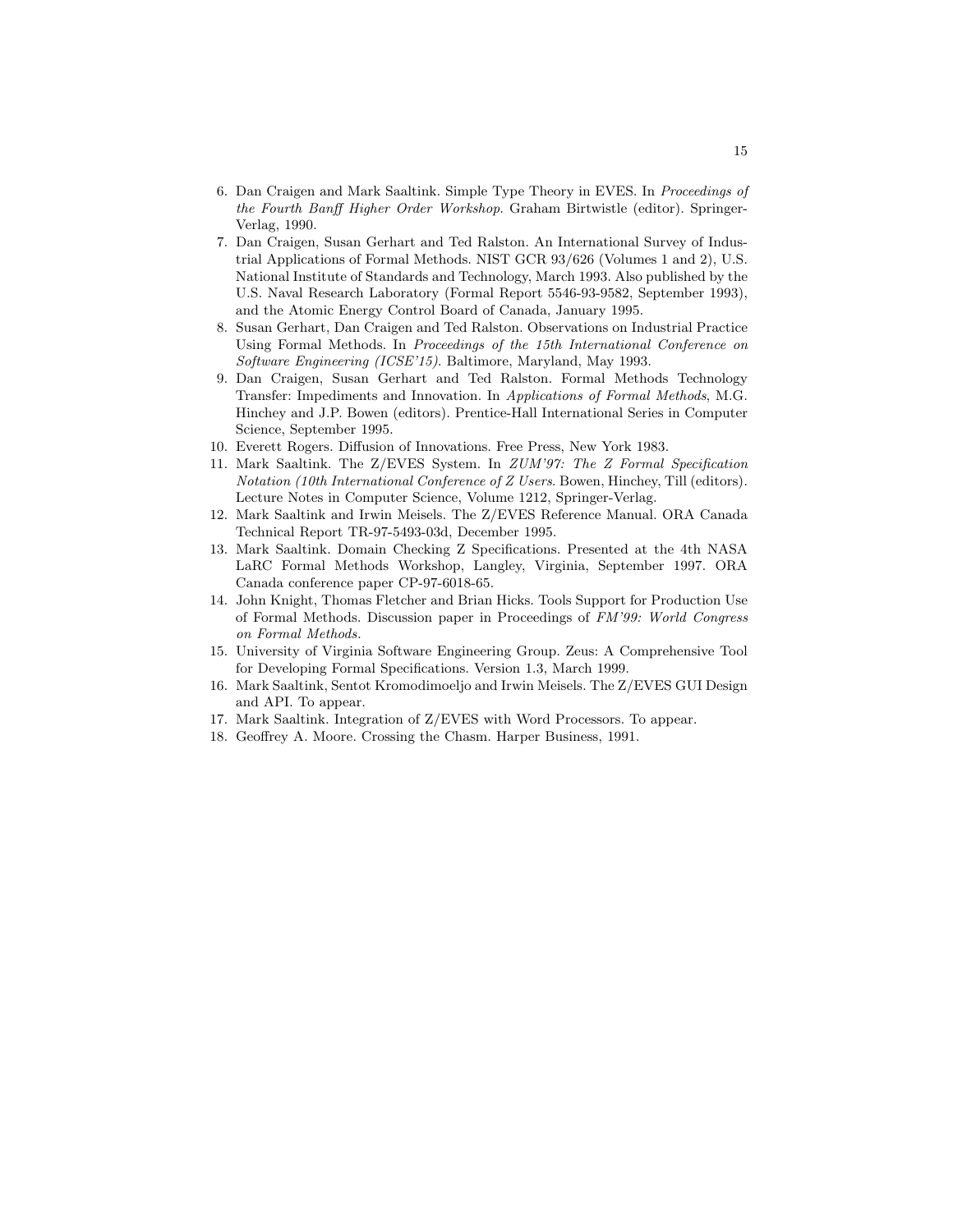6. Dan Craigen and Mark Saaltink. Simple Type Theory in EVES. In *Proceedings of the Fourth Banff Higher Order Workshop*. Graham Birtwistle (editor). Springer-Verlag, 1990.
7. Dan Craigen, Susan Gerhart and Ted Ralston. An International Survey of Industrial Applications of Formal Methods. NIST GCR 93/626 (Volumes 1 and 2), U.S. National Institute of Standards and Technology, March 1993. Also published by the U.S. Naval Research Laboratory (Formal Report 5546-93-9582, September 1993), and the Atomic Energy Control Board of Canada, January 1995.
8. Susan Gerhart, Dan Craigen and Ted Ralston. Observations on Industrial Practice Using Formal Methods. In *Proceedings of the 15th International Conference on Software Engineering (ICSE'15)*. Baltimore, Maryland, May 1993.
9. Dan Craigen, Susan Gerhart and Ted Ralston. Formal Methods Technology Transfer: Impediments and Innovation. In *Applications of Formal Methods*, M.G. Hinchey and J.P. Bowen (editors). Prentice-Hall International Series in Computer Science, September 1995.
10. Everett Rogers. Diffusion of Innovations. Free Press, New York 1983.
11. Mark Saaltink. The Z/EVES System. In *ZUM'97: The Z Formal Specification Notation (10th International Conference of Z Users*. Bowen, Hinchey, Till (editors). Lecture Notes in Computer Science, Volume 1212, Springer-Verlag.
12. Mark Saaltink and Irwin Meisels. The Z/EVES Reference Manual. ORA Canada Technical Report TR-97-5493-03d, December 1995.
13. Mark Saaltink. Domain Checking Z Specifications. Presented at the 4th NASA LaRC Formal Methods Workshop, Langley, Virginia, September 1997. ORA Canada conference paper CP-97-6018-65.
14. John Knight, Thomas Fletcher and Brian Hicks. Tools Support for Production Use of Formal Methods. Discussion paper in Proceedings of *FM'99: World Congress on Formal Methods.*
15. University of Virginia Software Engineering Group. Zeus: A Comprehensive Tool for Developing Formal Specifications. Version 1.3, March 1999.
16. Mark Saaltink, Sentot Kromodimoeljo and Irwin Meisels. The Z/EVES GUI Design and API. To appear.
17. Mark Saaltink. Integration of Z/EVES with Word Processors. To appear.
18. Geoffrey A. Moore. Crossing the Chasm. Harper Business, 1991.